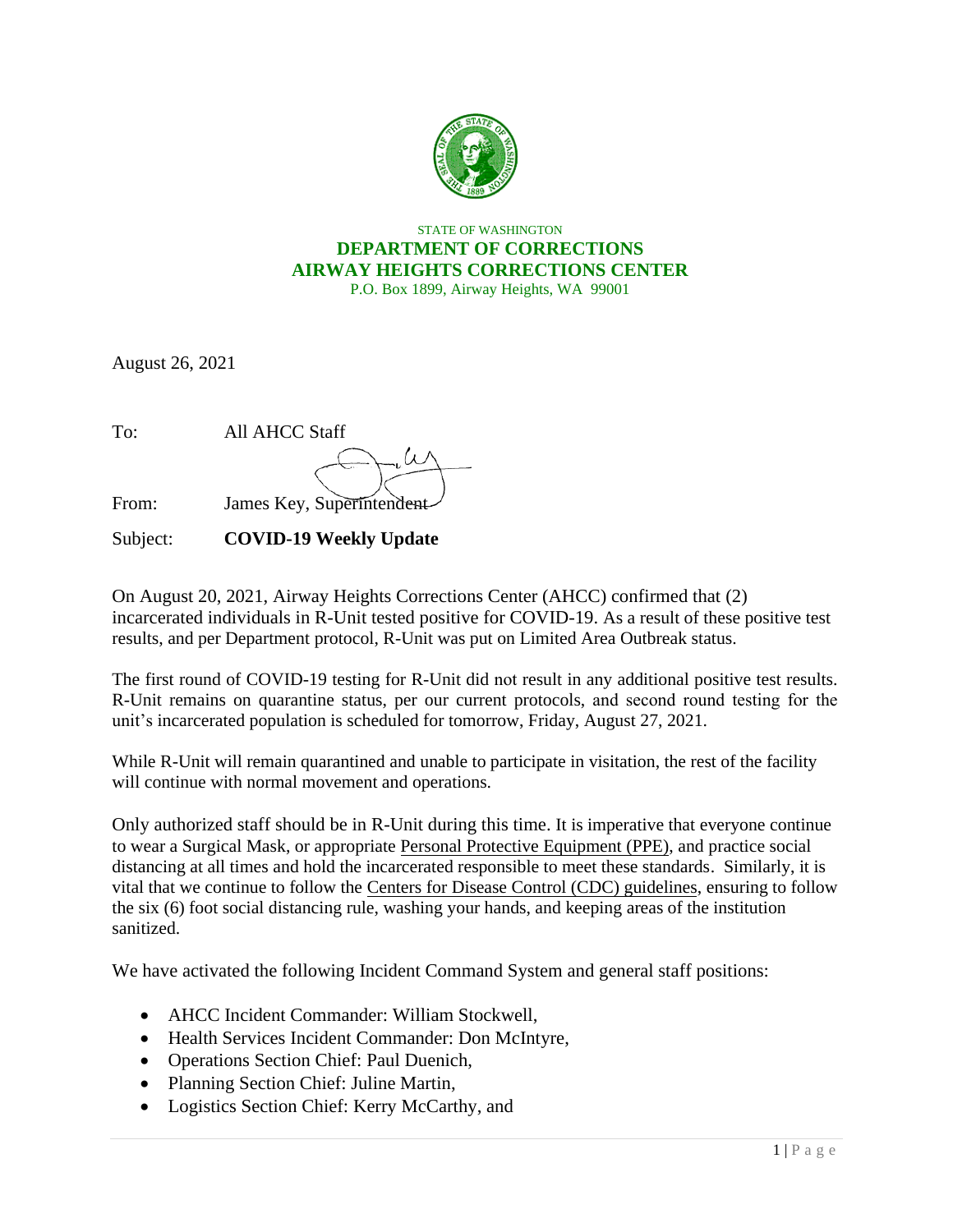STATE OF WASHINGTON

**DEPARTMENT OF CORRECTIONS**

**AIRWAY HEIGHTS CORRECTIONS CENTER**

P.O. Box 1899, Airway Heights, WA 99001

August 26, 2021

To: All AHCC Staff

From: James Key, Superintendent

Subject: **COVID-19 Weekly Update**

On August 20, 2021, Airway Heights Corrections Center (AHCC) confirmed that (2) incarcerated individuals in R-Unit tested positive for COVID-19. As a result of these positive test results, and per Department protocol, R-Unit was put on Limited Area Outbreak status.

The first round of COVID-19 testing for R-Unit did not result in any additional positive test results. R-Unit remains on quarantine status, per our current protocols, and second round testing for the unit's incarcerated population is scheduled for tomorrow, Friday, August 27, 2021.

While R-Unit will remain quarantined and unable to participate in visitation, the rest of the facility will continue with normal movement and operations.

Only authorized staff should be in R-Unit during this time. It is imperative that everyone continue to wear a Surgical Mask, or appropriate Personal Protective Equipment (PPE), and practice social distancing at all times and hold the incarcerated responsible to meet these standards. Similarly, it is vital that we continue to follow the Centers for Disease Control (CDC) guidelines, ensuring to follow the six (6) foot social distancing rule, washing your hands, and keeping areas of the institution sanitized.

We have activated the following Incident Command System and general staff positions:

- AHCC Incident Commander: William Stockwell,
- Health Services Incident Commander: Don McIntyre,
- Operations Section Chief: Paul Duenich,
- Planning Section Chief: Juline Martin,
- Logistics Section Chief: Kerry McCarthy, and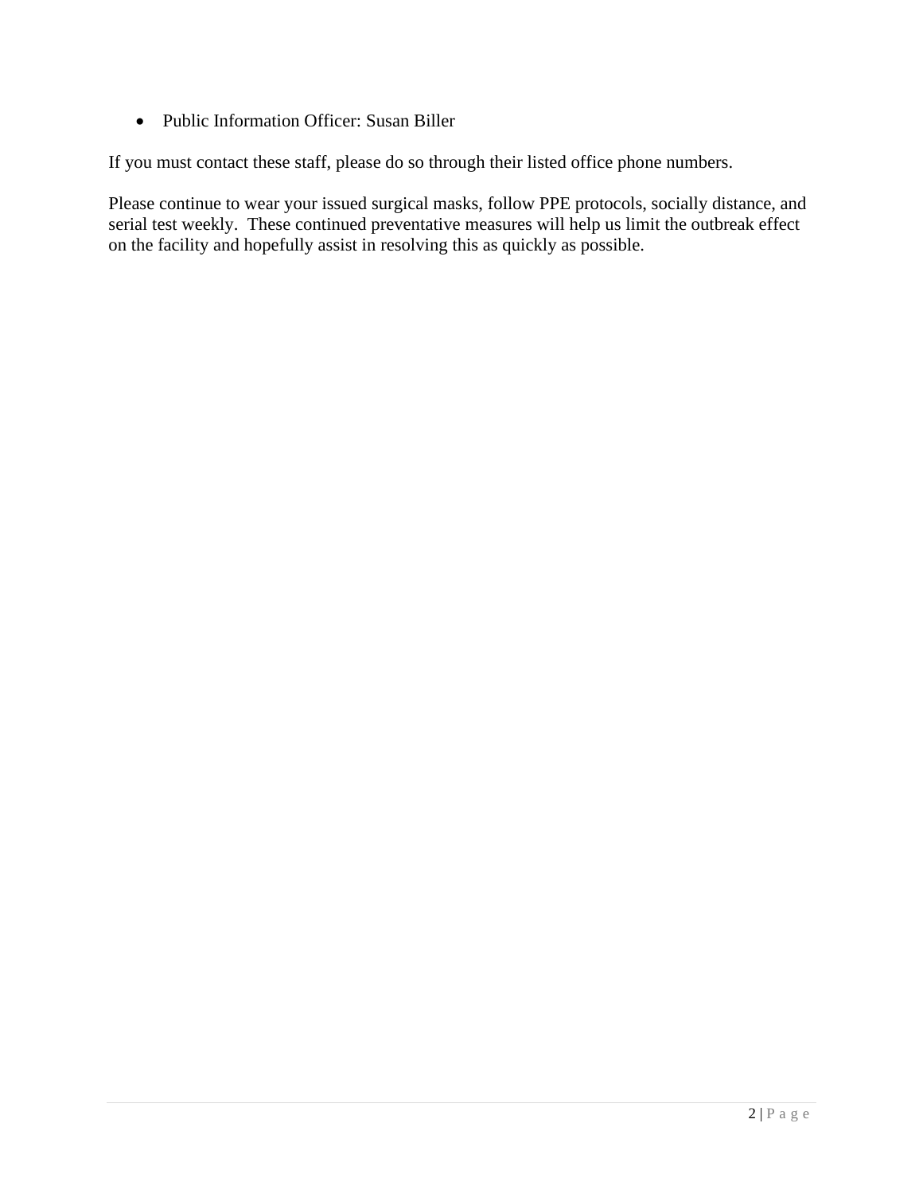- Public Information Officer: Susan Biller

If you must contact these staff, please do so through their listed office phone numbers.

Please continue to wear your issued surgical masks, follow PPE protocols, socially distance, and serial test weekly. These continued preventative measures will help us limit the outbreak effect on the facility and hopefully assist in resolving this as quickly as possible.